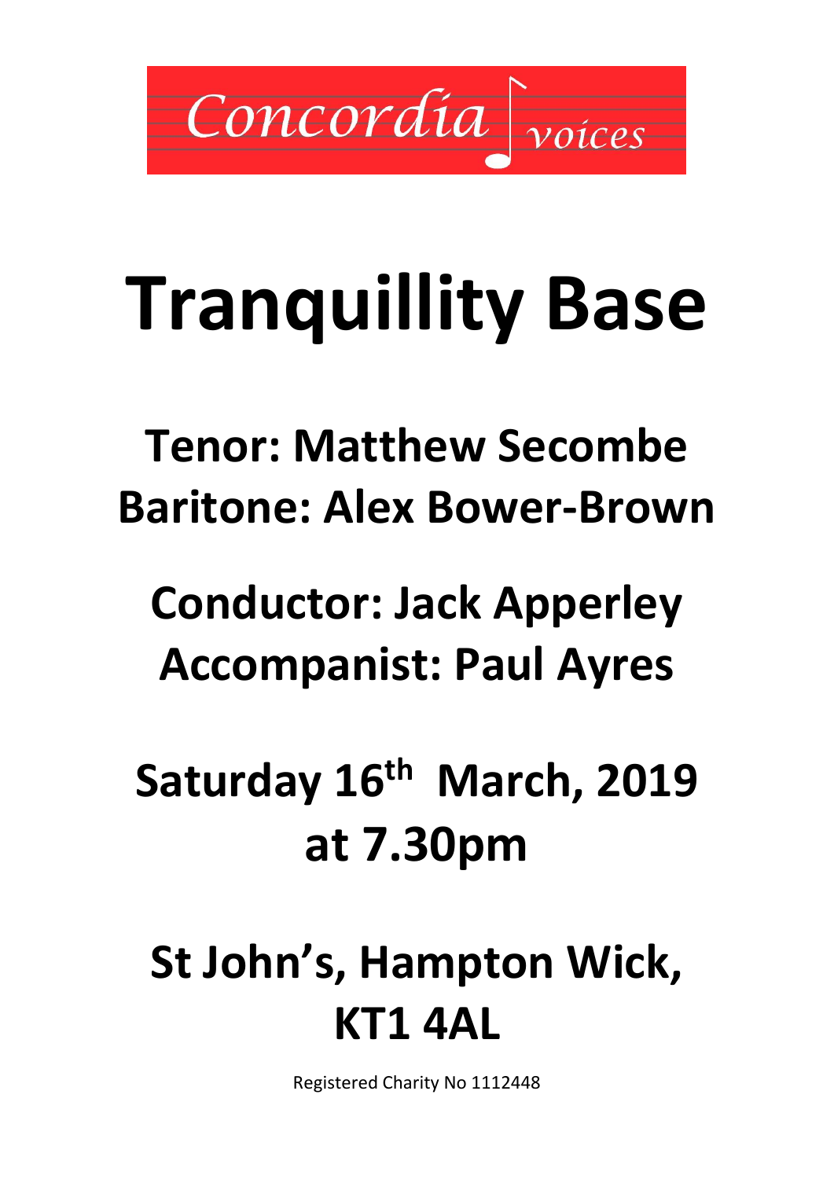Concordia voices

# Tranquillity Base

## Tenor: Matthew Secombe
## Baritone: Alex Bower-Brown

## Conductor: Jack Apperley
## Accompanist: Paul Ayres

## Saturday 16th March, 2019 at 7.30pm

## St John's, Hampton Wick, KT1 4AL

Registered Charity No 1112448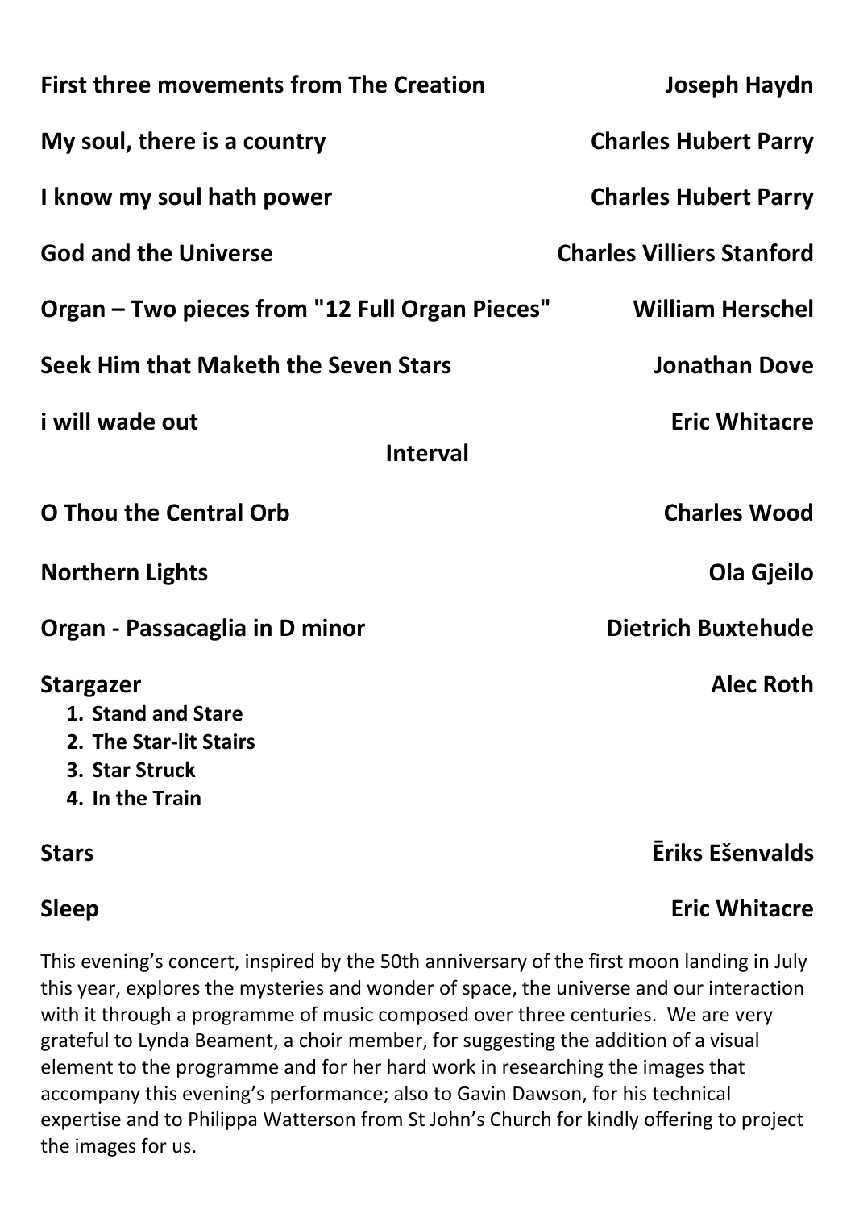**First three movements from The Creation** — **Joseph Haydn**

**My soul, there is a country** — **Charles Hubert Parry**

**I know my soul hath power** — **Charles Hubert Parry**

**God and the Universe** — **Charles Villiers Stanford**

**Organ – Two pieces from "12 Full Organ Pieces"** — **William Herschel**

**Seek Him that Maketh the Seven Stars** — **Jonathan Dove**

**i will wade out** — **Eric Whitacre**

**Interval**

**O Thou the Central Orb** — **Charles Wood**

**Northern Lights** — **Ola Gjeilo**

**Organ - Passacaglia in D minor** — **Dietrich Buxtehude**

**Stargazer** — **Alec Roth**

1. **Stand and Stare**
2. **The Star-lit Stairs**
3. **Star Struck**
4. **In the Train**

**Stars** — **Ēriks Ešenvalds**

**Sleep** — **Eric Whitacre**

This evening's concert, inspired by the 50th anniversary of the first moon landing in July this year, explores the mysteries and wonder of space, the universe and our interaction with it through a programme of music composed over three centuries. We are very grateful to Lynda Beament, a choir member, for suggesting the addition of a visual element to the programme and for her hard work in researching the images that accompany this evening's performance; also to Gavin Dawson, for his technical expertise and to Philippa Watterson from St John's Church for kindly offering to project the images for us.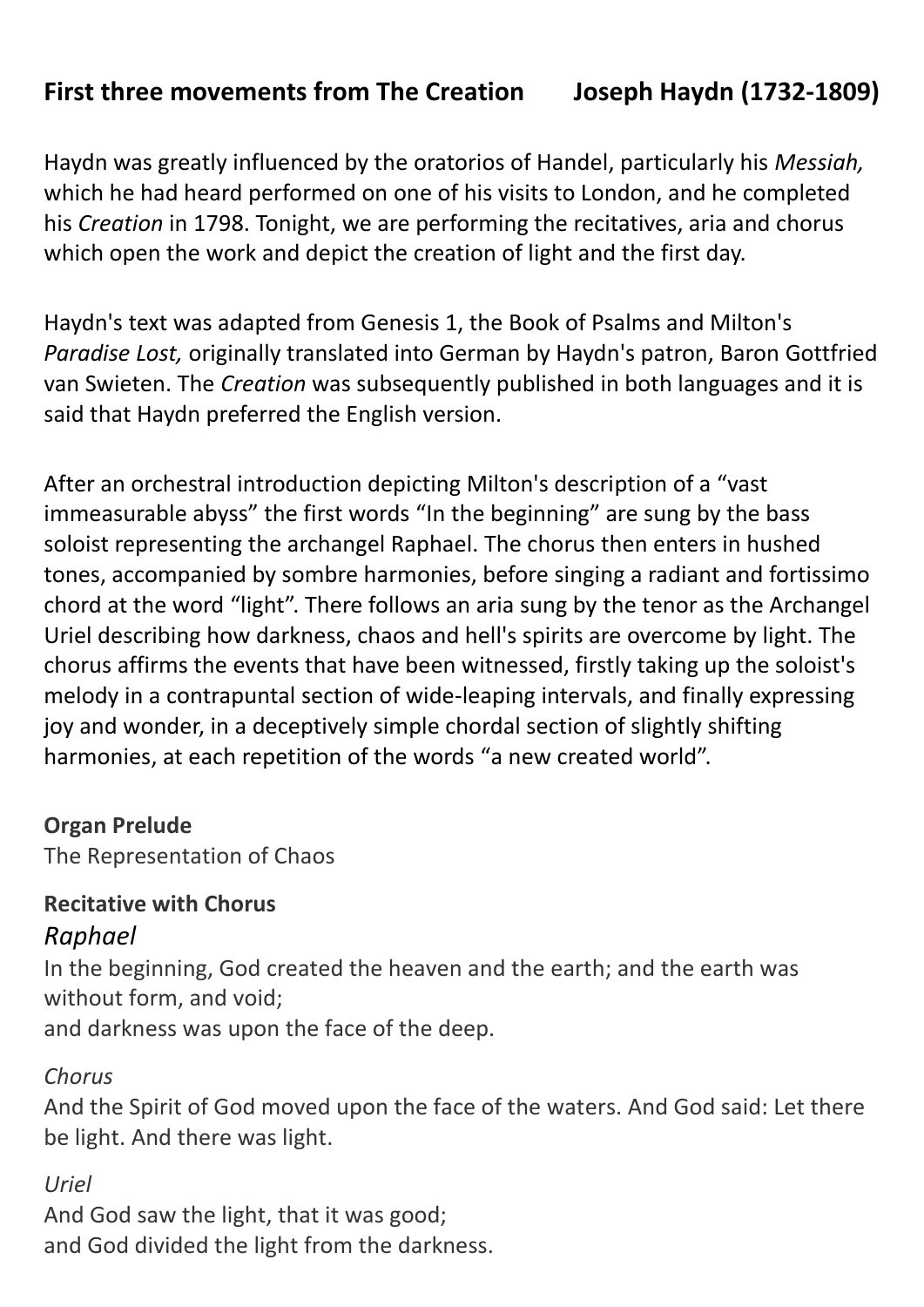**First three movements from The Creation Joseph Haydn (1732-1809)**

Haydn was greatly influenced by the oratorios of Handel, particularly his *Messiah,* which he had heard performed on one of his visits to London, and he completed his *Creation* in 1798. Tonight, we are performing the recitatives, aria and chorus which open the work and depict the creation of light and the first day.

Haydn's text was adapted from Genesis 1, the Book of Psalms and Milton's *Paradise Lost,* originally translated into German by Haydn's patron, Baron Gottfried van Swieten. The *Creation* was subsequently published in both languages and it is said that Haydn preferred the English version.

After an orchestral introduction depicting Milton's description of a "vast immeasurable abyss" the first words "In the beginning" are sung by the bass soloist representing the archangel Raphael. The chorus then enters in hushed tones, accompanied by sombre harmonies, before singing a radiant and fortissimo chord at the word "light". There follows an aria sung by the tenor as the Archangel Uriel describing how darkness, chaos and hell's spirits are overcome by light. The chorus affirms the events that have been witnessed, firstly taking up the soloist's melody in a contrapuntal section of wide-leaping intervals, and finally expressing joy and wonder, in a deceptively simple chordal section of slightly shifting harmonies, at each repetition of the words "a new created world".

**Organ Prelude**

The Representation of Chaos

**Recitative with Chorus**

*Raphael*

In the beginning, God created the heaven and the earth; and the earth was without form, and void;
and darkness was upon the face of the deep.

*Chorus*

And the Spirit of God moved upon the face of the waters. And God said: Let there be light. And there was light.

*Uriel*

And God saw the light, that it was good;
and God divided the light from the darkness.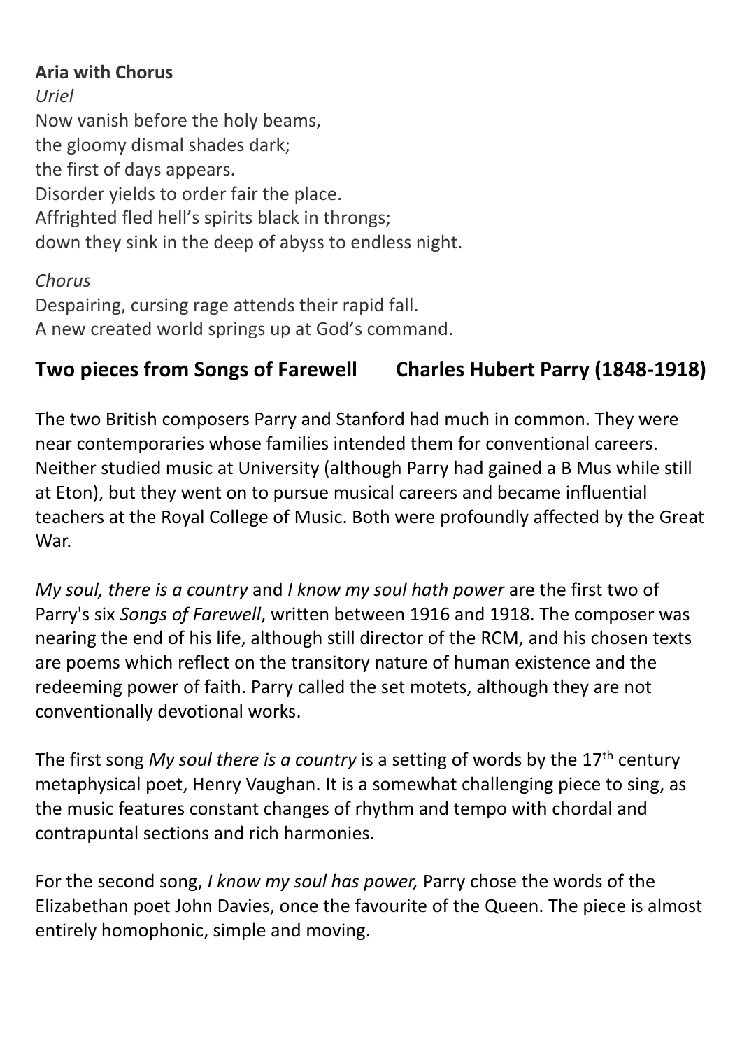**Aria with Chorus**

*Uriel*

Now vanish before the holy beams,
the gloomy dismal shades dark;
the first of days appears.
Disorder yields to order fair the place.
Affrighted fled hell's spirits black in throngs;
down they sink in the deep of abyss to endless night.

*Chorus*

Despairing, cursing rage attends their rapid fall.
A new created world springs up at God's command.

## Two pieces from Songs of Farewell — Charles Hubert Parry (1848-1918)

The two British composers Parry and Stanford had much in common. They were near contemporaries whose families intended them for conventional careers. Neither studied music at University (although Parry had gained a B Mus while still at Eton), but they went on to pursue musical careers and became influential teachers at the Royal College of Music. Both were profoundly affected by the Great War.

*My soul, there is a country* and *I know my soul hath power* are the first two of Parry's six *Songs of Farewell*, written between 1916 and 1918. The composer was nearing the end of his life, although still director of the RCM, and his chosen texts are poems which reflect on the transitory nature of human existence and the redeeming power of faith. Parry called the set motets, although they are not conventionally devotional works.

The first song *My soul there is a country* is a setting of words by the 17th century metaphysical poet, Henry Vaughan. It is a somewhat challenging piece to sing, as the music features constant changes of rhythm and tempo with chordal and contrapuntal sections and rich harmonies.

For the second song, *I know my soul has power,* Parry chose the words of the Elizabethan poet John Davies, once the favourite of the Queen. The piece is almost entirely homophonic, simple and moving.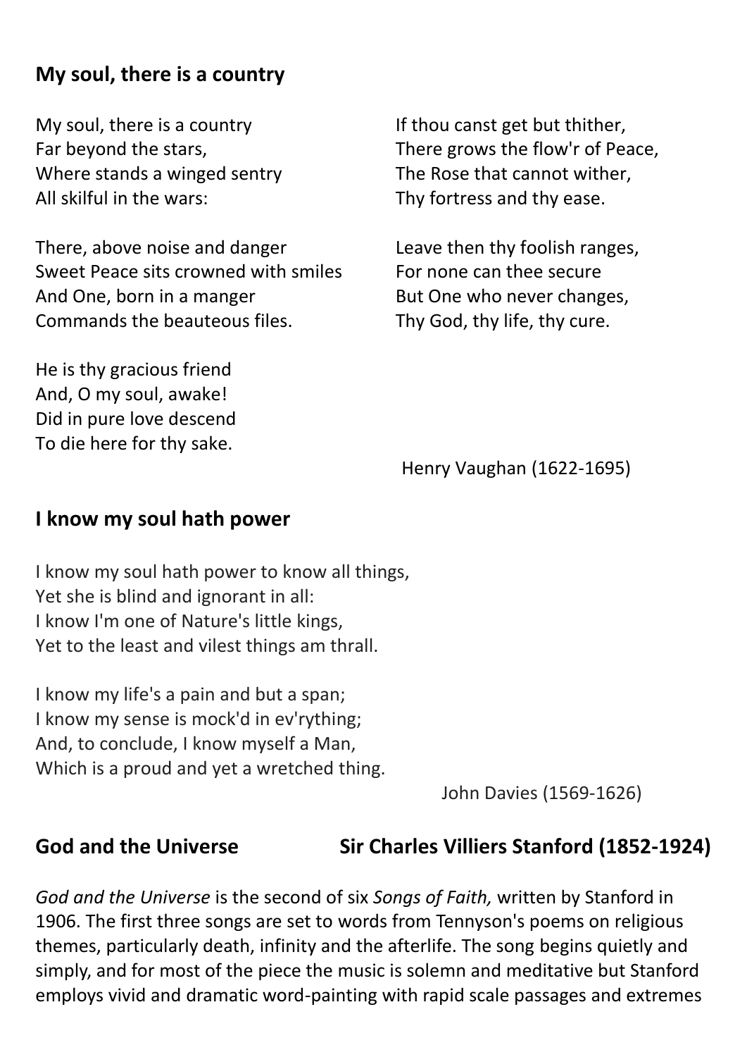## My soul, there is a country

My soul, there is a country
Far beyond the stars,
Where stands a winged sentry
All skilful in the wars:

There, above noise and danger
Sweet Peace sits crowned with smiles
And One, born in a manger
Commands the beauteous files.

He is thy gracious friend
And, O my soul, awake!
Did in pure love descend
To die here for thy sake.

If thou canst get but thither,
There grows the flow'r of Peace,
The Rose that cannot wither,
Thy fortress and thy ease.

Leave then thy foolish ranges,
For none can thee secure
But One who never changes,
Thy God, thy life, thy cure.

Henry Vaughan (1622-1695)

## I know my soul hath power

I know my soul hath power to know all things,
Yet she is blind and ignorant in all:
I know I'm one of Nature's little kings,
Yet to the least and vilest things am thrall.

I know my life's a pain and but a span;
I know my sense is mock'd in ev'rything;
And, to conclude, I know myself a Man,
Which is a proud and yet a wretched thing.

John Davies (1569-1626)

## God and the Universe — Sir Charles Villiers Stanford (1852-1924)

*God and the Universe* is the second of six *Songs of Faith,* written by Stanford in 1906. The first three songs are set to words from Tennyson's poems on religious themes, particularly death, infinity and the afterlife. The song begins quietly and simply, and for most of the piece the music is solemn and meditative but Stanford employs vivid and dramatic word-painting with rapid scale passages and extremes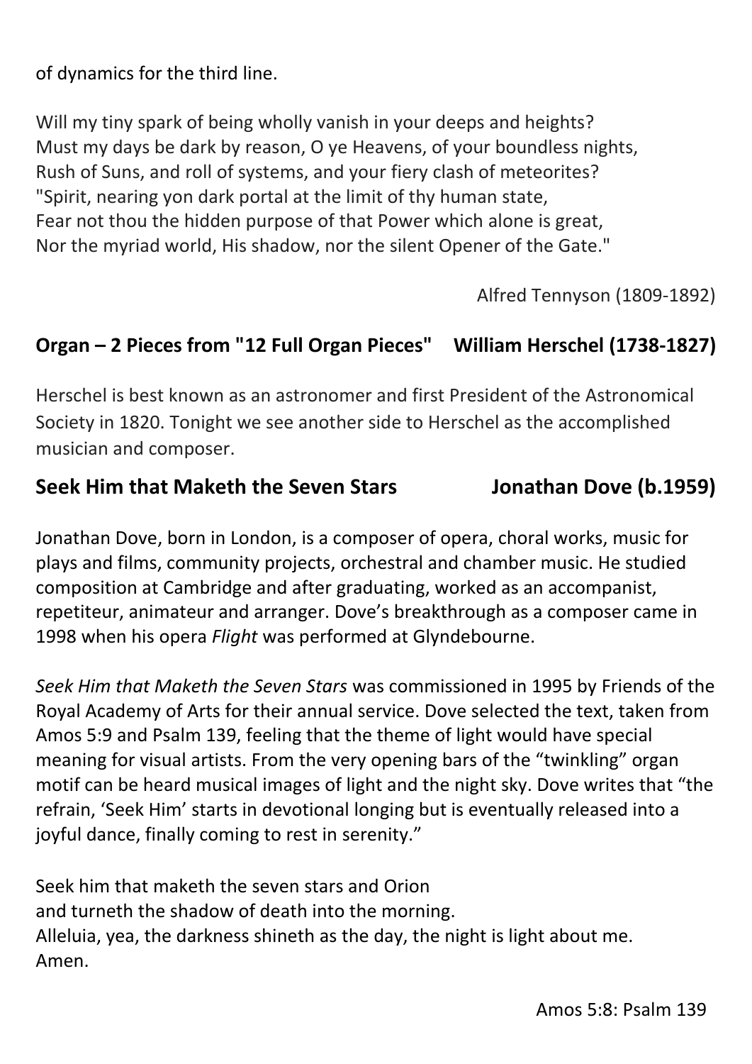of dynamics for the third line.

Will my tiny spark of being wholly vanish in your deeps and heights?
Must my days be dark by reason, O ye Heavens, of your boundless nights,
Rush of Suns, and roll of systems, and your fiery clash of meteorites?
"Spirit, nearing yon dark portal at the limit of thy human state,
Fear not thou the hidden purpose of that Power which alone is great,
Nor the myriad world, His shadow, nor the silent Opener of the Gate."

Alfred Tennyson (1809-1892)

## Organ – 2 Pieces from "12 Full Organ Pieces" William Herschel (1738-1827)

Herschel is best known as an astronomer and first President of the Astronomical Society in 1820. Tonight we see another side to Herschel as the accomplished musician and composer.

## Seek Him that Maketh the Seven Stars Jonathan Dove (b.1959)

Jonathan Dove, born in London, is a composer of opera, choral works, music for plays and films, community projects, orchestral and chamber music. He studied composition at Cambridge and after graduating, worked as an accompanist, repetiteur, animateur and arranger. Dove's breakthrough as a composer came in 1998 when his opera *Flight* was performed at Glyndebourne.

*Seek Him that Maketh the Seven Stars* was commissioned in 1995 by Friends of the Royal Academy of Arts for their annual service. Dove selected the text, taken from Amos 5:9 and Psalm 139, feeling that the theme of light would have special meaning for visual artists. From the very opening bars of the "twinkling" organ motif can be heard musical images of light and the night sky. Dove writes that "the refrain, 'Seek Him' starts in devotional longing but is eventually released into a joyful dance, finally coming to rest in serenity."

Seek him that maketh the seven stars and Orion
and turneth the shadow of death into the morning.
Alleluia, yea, the darkness shineth as the day, the night is light about me.
Amen.

Amos 5:8: Psalm 139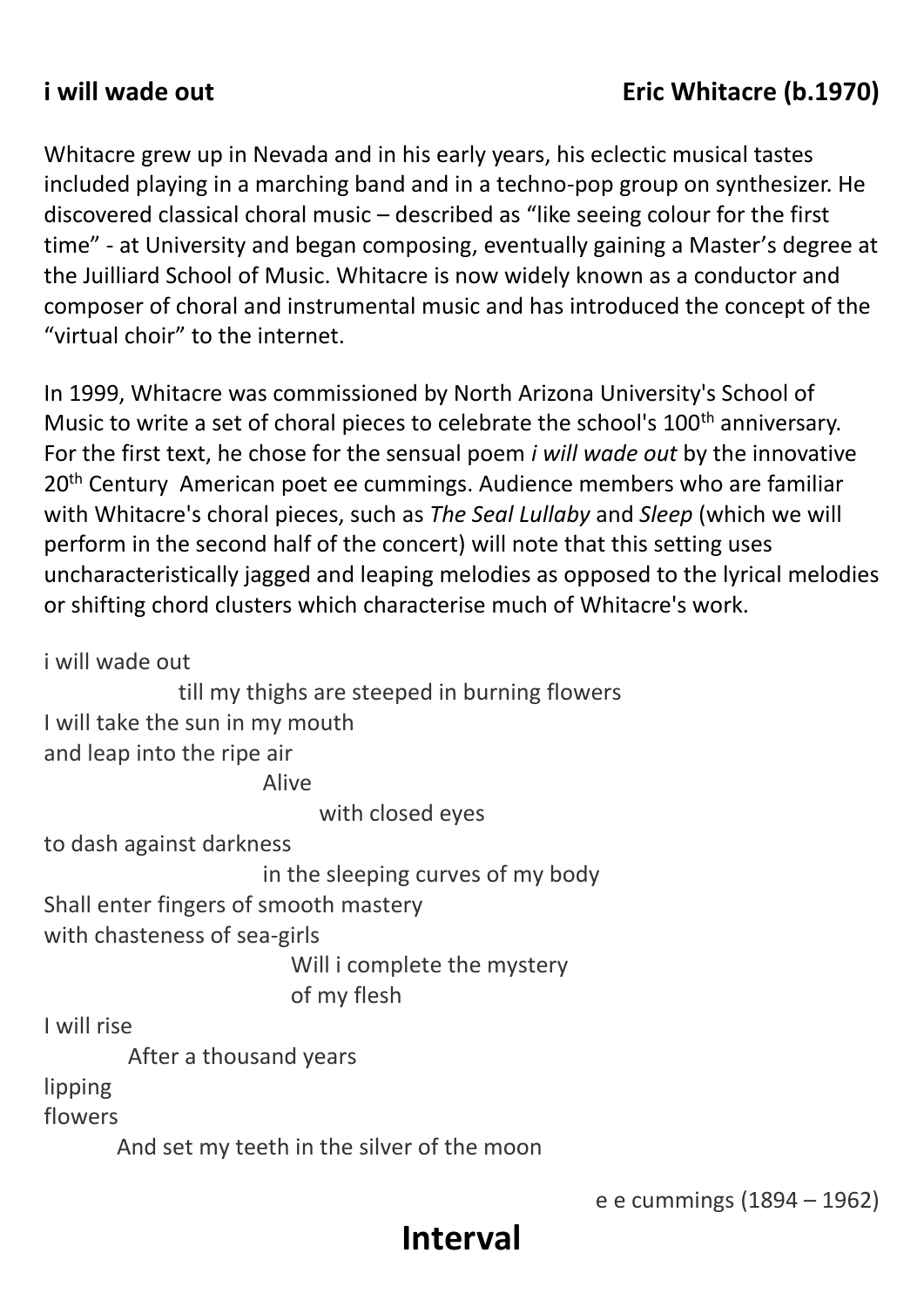## **i will wade out** — **Eric Whitacre (b.1970)**

Whitacre grew up in Nevada and in his early years, his eclectic musical tastes included playing in a marching band and in a techno-pop group on synthesizer. He discovered classical choral music – described as "like seeing colour for the first time" - at University and began composing, eventually gaining a Master's degree at the Juilliard School of Music. Whitacre is now widely known as a conductor and composer of choral and instrumental music and has introduced the concept of the "virtual choir" to the internet.

In 1999, Whitacre was commissioned by North Arizona University's School of Music to write a set of choral pieces to celebrate the school's 100th anniversary. For the first text, he chose for the sensual poem *i will wade out* by the innovative 20th Century American poet ee cummings. Audience members who are familiar with Whitacre's choral pieces, such as *The Seal Lullaby* and *Sleep* (which we will perform in the second half of the concert) will note that this setting uses uncharacteristically jagged and leaping melodies as opposed to the lyrical melodies or shifting chord clusters which characterise much of Whitacre's work.

i will wade out  
            till my thighs are steeped in burning flowers  
I will take the sun in my mouth  
and leap into the ripe air  
                        Alive  
                              with closed eyes  
to dash against darkness  
                        in the sleeping curves of my body  
Shall enter fingers of smooth mastery  
with chasteness of sea-girls  
                           Will i complete the mystery  
                           of my flesh  
I will rise  
      After a thousand years  
lipping  
flowers  
      And set my teeth in the silver of the moon

e e cummings (1894 – 1962)

# **Interval**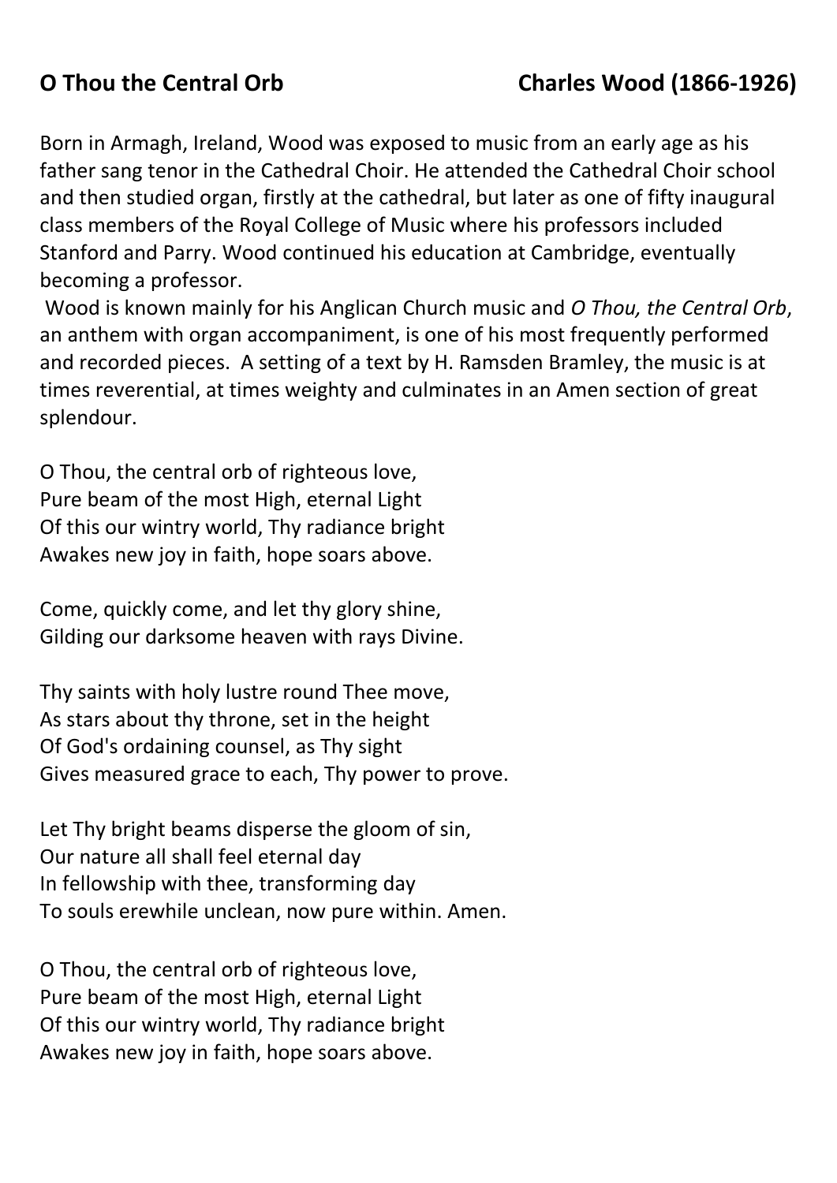## **O Thou the Central Orb** **Charles Wood (1866-1926)**

Born in Armagh, Ireland, Wood was exposed to music from an early age as his father sang tenor in the Cathedral Choir. He attended the Cathedral Choir school and then studied organ, firstly at the cathedral, but later as one of fifty inaugural class members of the Royal College of Music where his professors included Stanford and Parry. Wood continued his education at Cambridge, eventually becoming a professor.

Wood is known mainly for his Anglican Church music and *O Thou, the Central Orb*, an anthem with organ accompaniment, is one of his most frequently performed and recorded pieces. A setting of a text by H. Ramsden Bramley, the music is at times reverential, at times weighty and culminates in an Amen section of great splendour.

O Thou, the central orb of righteous love,
Pure beam of the most High, eternal Light
Of this our wintry world, Thy radiance bright
Awakes new joy in faith, hope soars above.

Come, quickly come, and let thy glory shine,
Gilding our darksome heaven with rays Divine.

Thy saints with holy lustre round Thee move,
As stars about thy throne, set in the height
Of God's ordaining counsel, as Thy sight
Gives measured grace to each, Thy power to prove.

Let Thy bright beams disperse the gloom of sin,
Our nature all shall feel eternal day
In fellowship with thee, transforming day
To souls erewhile unclean, now pure within. Amen.

O Thou, the central orb of righteous love,
Pure beam of the most High, eternal Light
Of this our wintry world, Thy radiance bright
Awakes new joy in faith, hope soars above.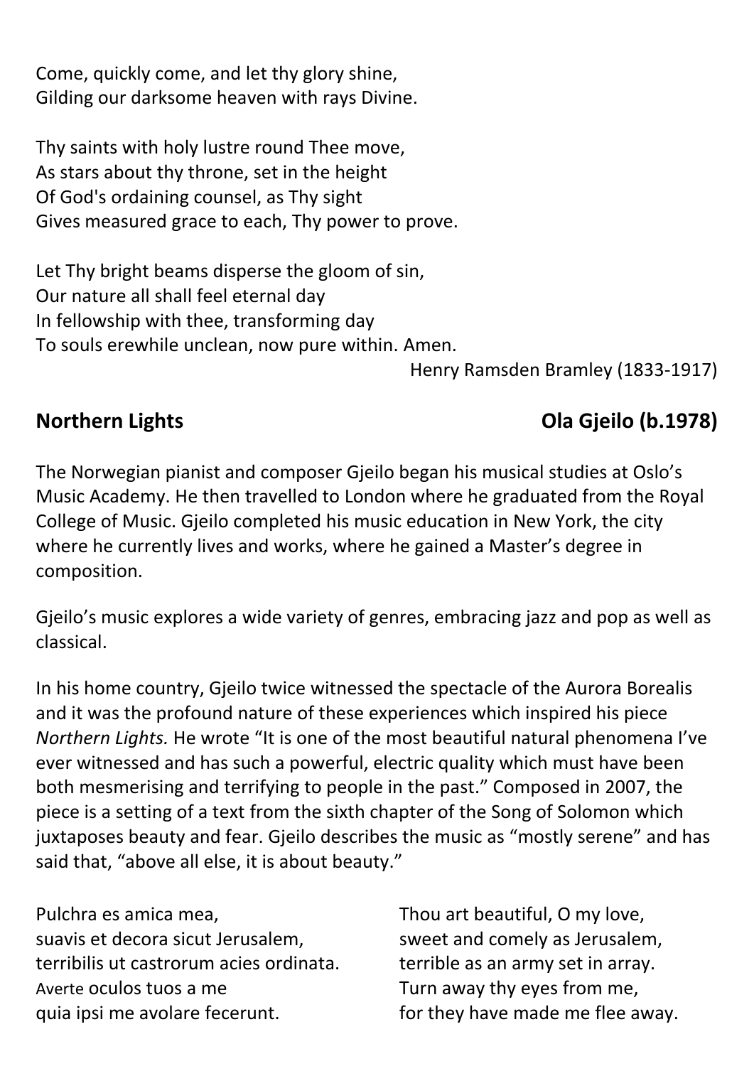Come, quickly come, and let thy glory shine,
Gilding our darksome heaven with rays Divine.

Thy saints with holy lustre round Thee move,
As stars about thy throne, set in the height
Of God's ordaining counsel, as Thy sight
Gives measured grace to each, Thy power to prove.

Let Thy bright beams disperse the gloom of sin,
Our nature all shall feel eternal day
In fellowship with thee, transforming day
To souls erewhile unclean, now pure within. Amen.

Henry Ramsden Bramley (1833-1917)

## Northern Lights — Ola Gjeilo (b.1978)

The Norwegian pianist and composer Gjeilo began his musical studies at Oslo's Music Academy. He then travelled to London where he graduated from the Royal College of Music. Gjeilo completed his music education in New York, the city where he currently lives and works, where he gained a Master's degree in composition.

Gjeilo's music explores a wide variety of genres, embracing jazz and pop as well as classical.

In his home country, Gjeilo twice witnessed the spectacle of the Aurora Borealis and it was the profound nature of these experiences which inspired his piece *Northern Lights.* He wrote "It is one of the most beautiful natural phenomena I've ever witnessed and has such a powerful, electric quality which must have been both mesmerising and terrifying to people in the past." Composed in 2007, the piece is a setting of a text from the sixth chapter of the Song of Solomon which juxtaposes beauty and fear. Gjeilo describes the music as "mostly serene" and has said that, "above all else, it is about beauty."

Pulchra es amica mea,
suavis et decora sicut Jerusalem,
terribilis ut castrorum acies ordinata.
Averte oculos tuos a me
quia ipsi me avolare fecerunt.

Thou art beautiful, O my love,
sweet and comely as Jerusalem,
terrible as an army set in array.
Turn away thy eyes from me,
for they have made me flee away.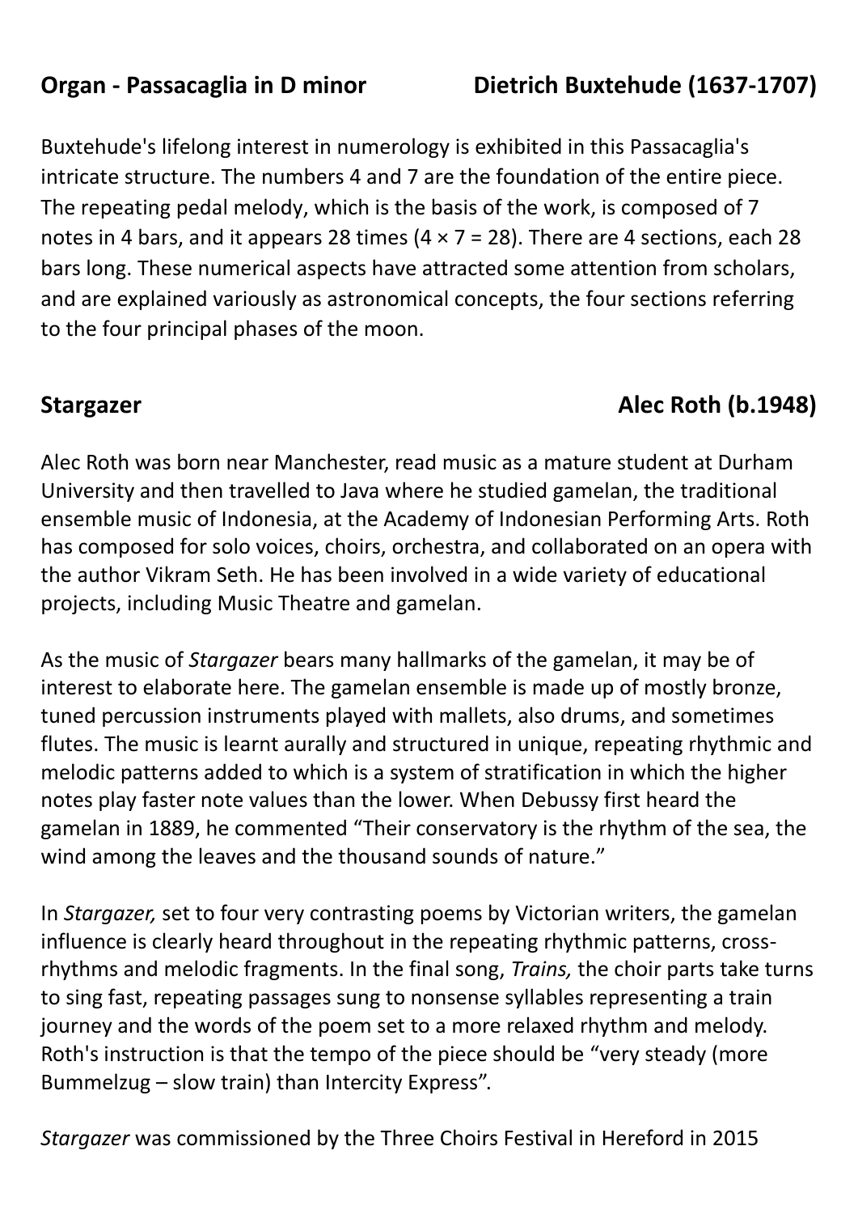## Organ - Passacaglia in D minor — Dietrich Buxtehude (1637-1707)

Buxtehude's lifelong interest in numerology is exhibited in this Passacaglia's intricate structure. The numbers 4 and 7 are the foundation of the entire piece. The repeating pedal melody, which is the basis of the work, is composed of 7 notes in 4 bars, and it appears 28 times ($4 \times 7 = 28$). There are 4 sections, each 28 bars long. These numerical aspects have attracted some attention from scholars, and are explained variously as astronomical concepts, the four sections referring to the four principal phases of the moon.

## Stargazer — Alec Roth (b.1948)

Alec Roth was born near Manchester, read music as a mature student at Durham University and then travelled to Java where he studied gamelan, the traditional ensemble music of Indonesia, at the Academy of Indonesian Performing Arts. Roth has composed for solo voices, choirs, orchestra, and collaborated on an opera with the author Vikram Seth. He has been involved in a wide variety of educational projects, including Music Theatre and gamelan.

As the music of *Stargazer* bears many hallmarks of the gamelan, it may be of interest to elaborate here. The gamelan ensemble is made up of mostly bronze, tuned percussion instruments played with mallets, also drums, and sometimes flutes. The music is learnt aurally and structured in unique, repeating rhythmic and melodic patterns added to which is a system of stratification in which the higher notes play faster note values than the lower. When Debussy first heard the gamelan in 1889, he commented "Their conservatory is the rhythm of the sea, the wind among the leaves and the thousand sounds of nature."

In *Stargazer,* set to four very contrasting poems by Victorian writers, the gamelan influence is clearly heard throughout in the repeating rhythmic patterns, cross-rhythms and melodic fragments. In the final song, *Trains,* the choir parts take turns to sing fast, repeating passages sung to nonsense syllables representing a train journey and the words of the poem set to a more relaxed rhythm and melody. Roth's instruction is that the tempo of the piece should be "very steady (more Bummelzug – slow train) than Intercity Express".

*Stargazer* was commissioned by the Three Choirs Festival in Hereford in 2015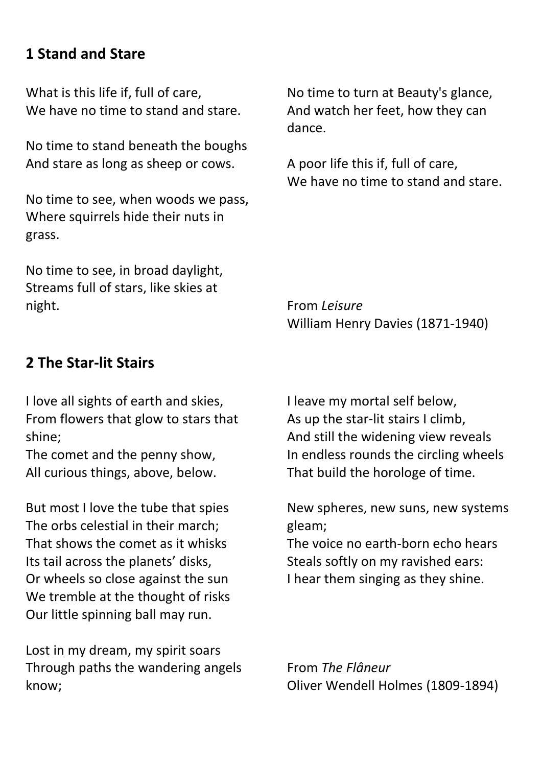## 1 Stand and Stare

What is this life if, full of care,
We have no time to stand and stare.

No time to stand beneath the boughs
And stare as long as sheep or cows.

No time to see, when woods we pass,
Where squirrels hide their nuts in grass.

No time to see, in broad daylight,
Streams full of stars, like skies at night.

No time to turn at Beauty's glance,
And watch her feet, how they can dance.

A poor life this if, full of care,
We have no time to stand and stare.

From *Leisure*
William Henry Davies (1871-1940)

## 2 The Star-lit Stairs

I love all sights of earth and skies,
From flowers that glow to stars that shine;
The comet and the penny show,
All curious things, above, below.

But most I love the tube that spies
The orbs celestial in their march;
That shows the comet as it whisks
Its tail across the planets' disks,
Or wheels so close against the sun
We tremble at the thought of risks
Our little spinning ball may run.

Lost in my dream, my spirit soars
Through paths the wandering angels know;
I leave my mortal self below,
As up the star-lit stairs I climb,
And still the widening view reveals
In endless rounds the circling wheels
That build the horologe of time.

New spheres, new suns, new systems gleam;
The voice no earth-born echo hears
Steals softly on my ravished ears:
I hear them singing as they shine.

From *The Flâneur*
Oliver Wendell Holmes (1809-1894)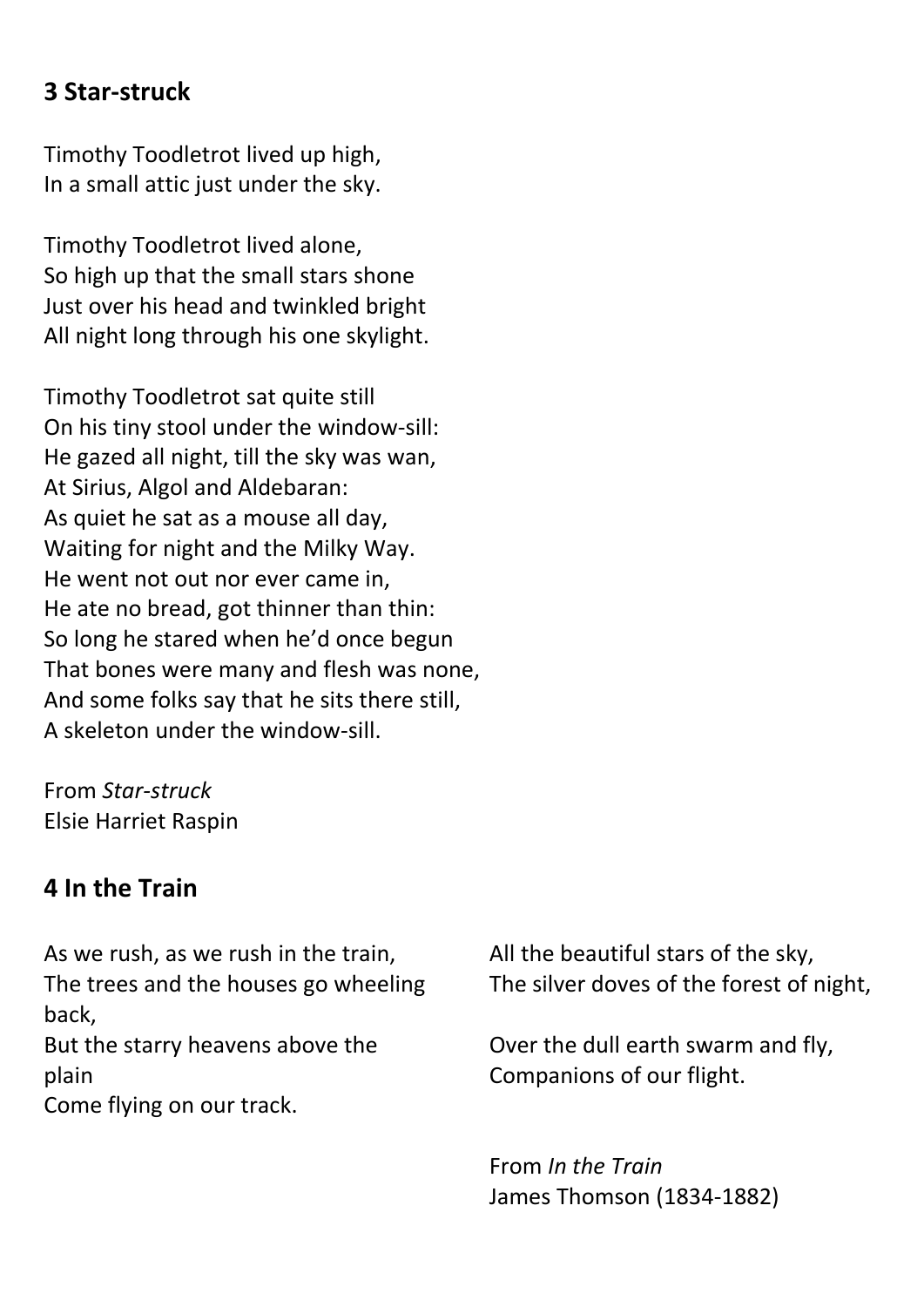## 3 Star-struck

Timothy Toodletrot lived up high,
In a small attic just under the sky.

Timothy Toodletrot lived alone,
So high up that the small stars shone
Just over his head and twinkled bright
All night long through his one skylight.

Timothy Toodletrot sat quite still
On his tiny stool under the window-sill:
He gazed all night, till the sky was wan,
At Sirius, Algol and Aldebaran:
As quiet he sat as a mouse all day,
Waiting for night and the Milky Way.
He went not out nor ever came in,
He ate no bread, got thinner than thin:
So long he stared when he'd once begun
That bones were many and flesh was none,
And some folks say that he sits there still,
A skeleton under the window-sill.

From *Star-struck*
Elsie Harriet Raspin

## 4 In the Train

As we rush, as we rush in the train,
The trees and the houses go wheeling back,
But the starry heavens above the plain
Come flying on our track.

All the beautiful stars of the sky,
The silver doves of the forest of night,

Over the dull earth swarm and fly,
Companions of our flight.

From *In the Train*
James Thomson (1834-1882)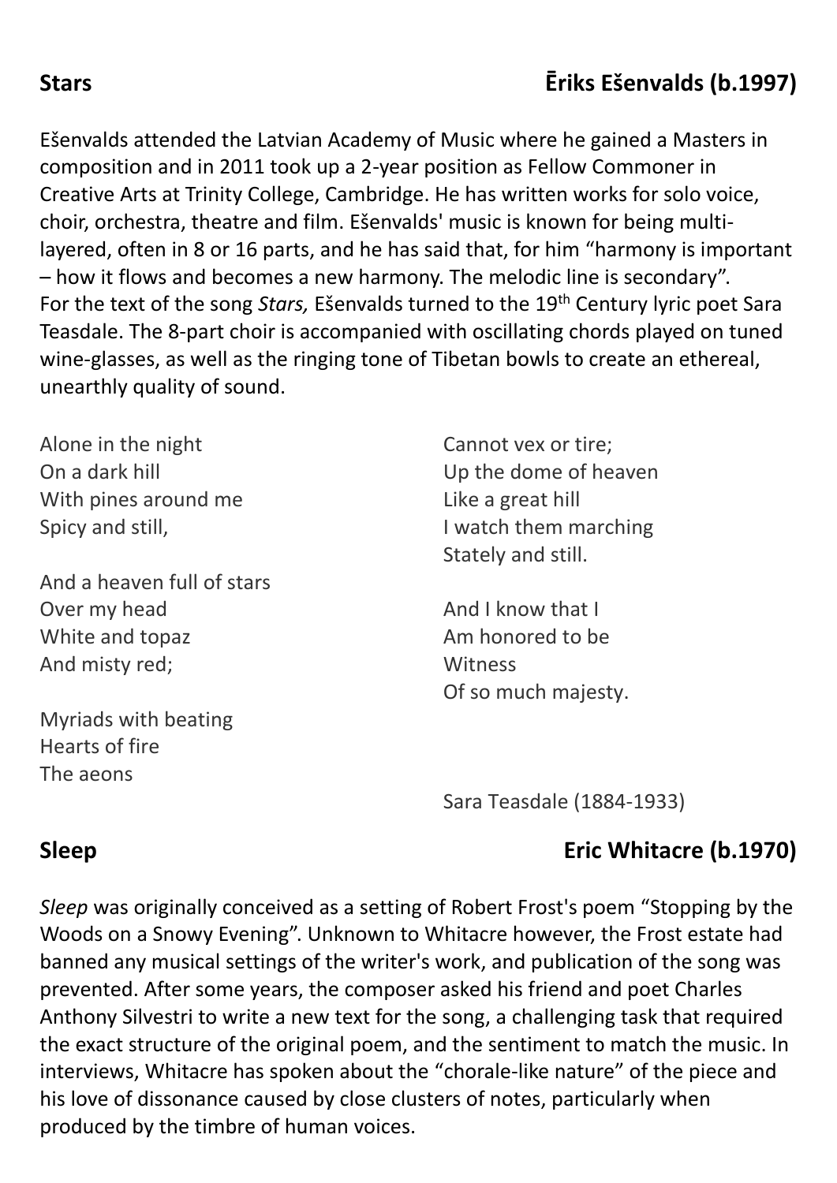## Stars — Ēriks Ešenvalds (b.1997)

Ešenvalds attended the Latvian Academy of Music where he gained a Masters in composition and in 2011 took up a 2-year position as Fellow Commoner in Creative Arts at Trinity College, Cambridge. He has written works for solo voice, choir, orchestra, theatre and film. Ešenvalds' music is known for being multi-layered, often in 8 or 16 parts, and he has said that, for him "harmony is important – how it flows and becomes a new harmony. The melodic line is secondary".
For the text of the song *Stars,* Ešenvalds turned to the 19th Century lyric poet Sara Teasdale. The 8-part choir is accompanied with oscillating chords played on tuned wine-glasses, as well as the ringing tone of Tibetan bowls to create an ethereal, unearthly quality of sound.

Alone in the night
On a dark hill
With pines around me
Spicy and still,

And a heaven full of stars
Over my head
White and topaz
And misty red;

Myriads with beating
Hearts of fire
The aeons
Cannot vex or tire;
Up the dome of heaven
Like a great hill
I watch them marching
Stately and still.

And I know that I
Am honored to be
Witness
Of so much majesty.

Sara Teasdale (1884-1933)

## Sleep — Eric Whitacre (b.1970)

*Sleep* was originally conceived as a setting of Robert Frost's poem "Stopping by the Woods on a Snowy Evening". Unknown to Whitacre however, the Frost estate had banned any musical settings of the writer's work, and publication of the song was prevented. After some years, the composer asked his friend and poet Charles Anthony Silvestri to write a new text for the song, a challenging task that required the exact structure of the original poem, and the sentiment to match the music. In interviews, Whitacre has spoken about the "chorale-like nature" of the piece and his love of dissonance caused by close clusters of notes, particularly when produced by the timbre of human voices.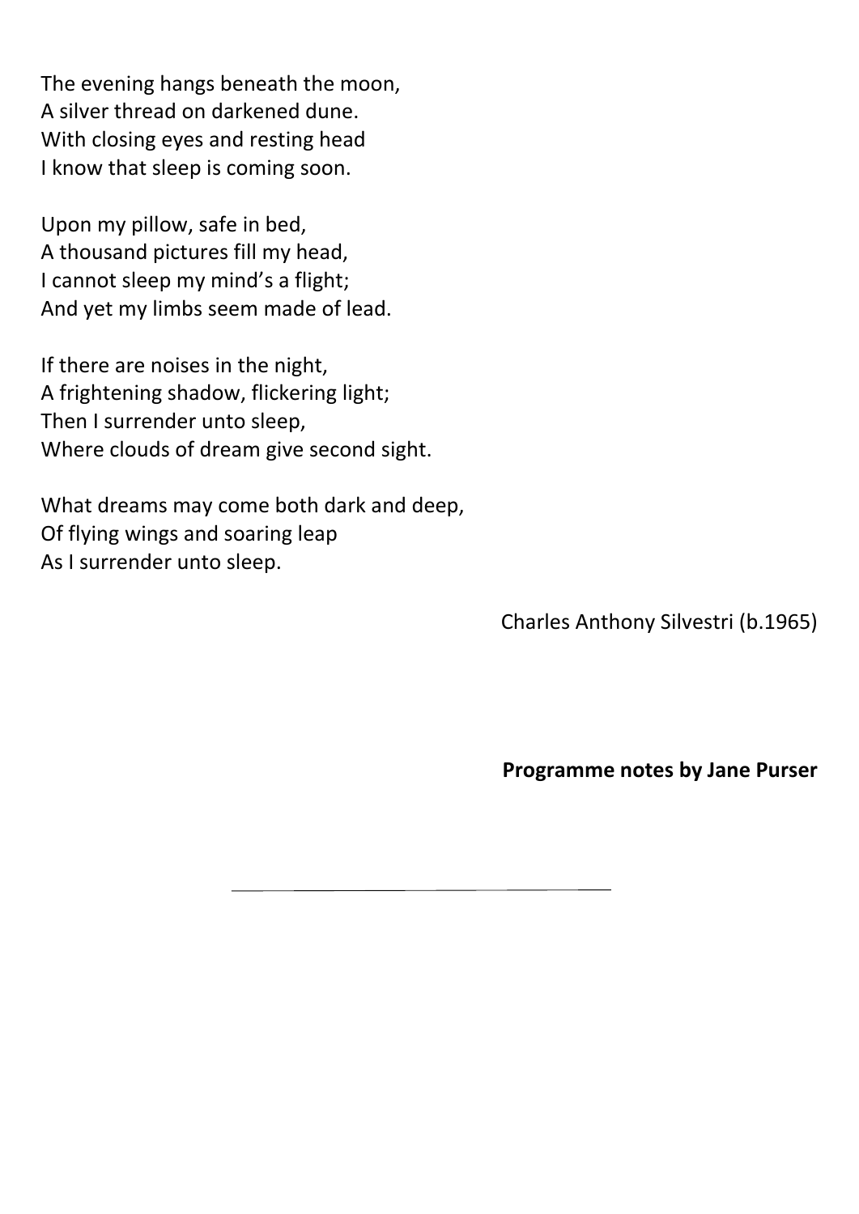The evening hangs beneath the moon,  
A silver thread on darkened dune.  
With closing eyes and resting head  
I know that sleep is coming soon.

Upon my pillow, safe in bed,  
A thousand pictures fill my head,  
I cannot sleep my mind's a flight;  
And yet my limbs seem made of lead.

If there are noises in the night,  
A frightening shadow, flickering light;  
Then I surrender unto sleep,  
Where clouds of dream give second sight.

What dreams may come both dark and deep,  
Of flying wings and soaring leap  
As I surrender unto sleep.

Charles Anthony Silvestri (b.1965)

**Programme notes by Jane Purser**

---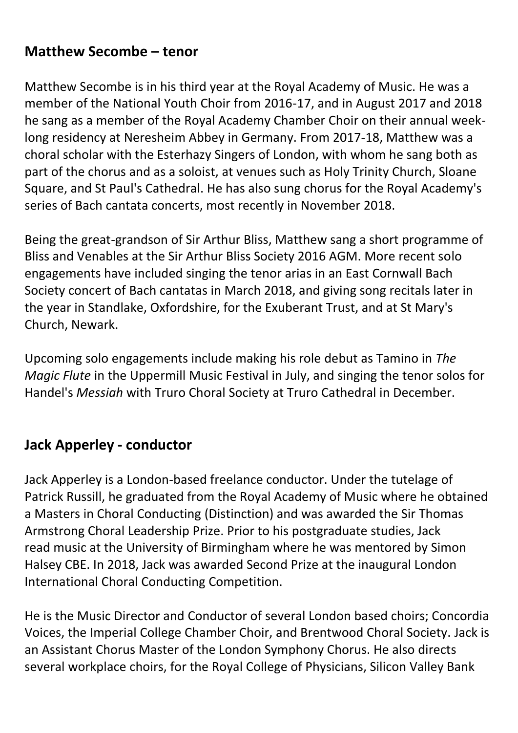## Matthew Secombe – tenor

Matthew Secombe is in his third year at the Royal Academy of Music. He was a member of the National Youth Choir from 2016-17, and in August 2017 and 2018 he sang as a member of the Royal Academy Chamber Choir on their annual week-long residency at Neresheim Abbey in Germany. From 2017-18, Matthew was a choral scholar with the Esterhazy Singers of London, with whom he sang both as part of the chorus and as a soloist, at venues such as Holy Trinity Church, Sloane Square, and St Paul's Cathedral. He has also sung chorus for the Royal Academy's series of Bach cantata concerts, most recently in November 2018.

Being the great-grandson of Sir Arthur Bliss, Matthew sang a short programme of Bliss and Venables at the Sir Arthur Bliss Society 2016 AGM. More recent solo engagements have included singing the tenor arias in an East Cornwall Bach Society concert of Bach cantatas in March 2018, and giving song recitals later in the year in Standlake, Oxfordshire, for the Exuberant Trust, and at St Mary's Church, Newark.

Upcoming solo engagements include making his role debut as Tamino in *The Magic Flute* in the Uppermill Music Festival in July, and singing the tenor solos for Handel's *Messiah* with Truro Choral Society at Truro Cathedral in December.

## Jack Apperley - conductor

Jack Apperley is a London-based freelance conductor. Under the tutelage of Patrick Russill, he graduated from the Royal Academy of Music where he obtained a Masters in Choral Conducting (Distinction) and was awarded the Sir Thomas Armstrong Choral Leadership Prize. Prior to his postgraduate studies, Jack read music at the University of Birmingham where he was mentored by Simon Halsey CBE. In 2018, Jack was awarded Second Prize at the inaugural London International Choral Conducting Competition.

He is the Music Director and Conductor of several London based choirs; Concordia Voices, the Imperial College Chamber Choir, and Brentwood Choral Society. Jack is an Assistant Chorus Master of the London Symphony Chorus. He also directs several workplace choirs, for the Royal College of Physicians, Silicon Valley Bank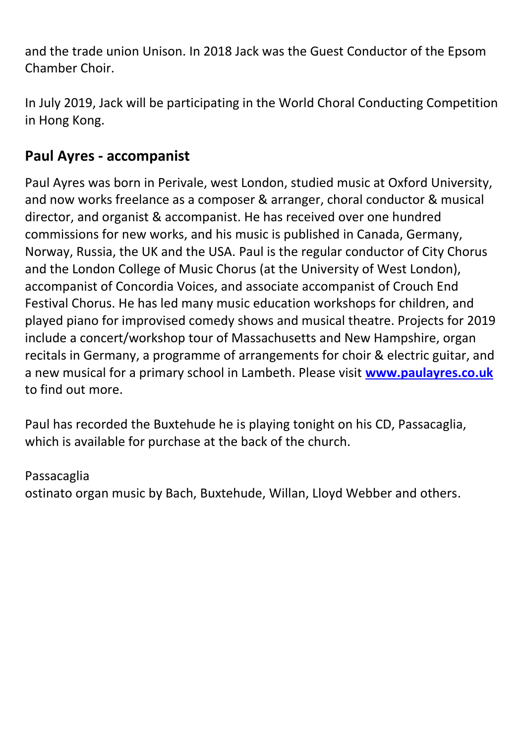and the trade union Unison. In 2018 Jack was the Guest Conductor of the Epsom Chamber Choir.

In July 2019, Jack will be participating in the World Choral Conducting Competition in Hong Kong.

## Paul Ayres - accompanist

Paul Ayres was born in Perivale, west London, studied music at Oxford University, and now works freelance as a composer & arranger, choral conductor & musical director, and organist & accompanist. He has received over one hundred commissions for new works, and his music is published in Canada, Germany, Norway, Russia, the UK and the USA. Paul is the regular conductor of City Chorus and the London College of Music Chorus (at the University of West London), accompanist of Concordia Voices, and associate accompanist of Crouch End Festival Chorus. He has led many music education workshops for children, and played piano for improvised comedy shows and musical theatre. Projects for 2019 include a concert/workshop tour of Massachusetts and New Hampshire, organ recitals in Germany, a programme of arrangements for choir & electric guitar, and a new musical for a primary school in Lambeth. Please visit [**www.paulayres.co.uk**](http://www.paulayres.co.uk) to find out more.

Paul has recorded the Buxtehude he is playing tonight on his CD, Passacaglia, which is available for purchase at the back of the church.

Passacaglia
ostinato organ music by Bach, Buxtehude, Willan, Lloyd Webber and others.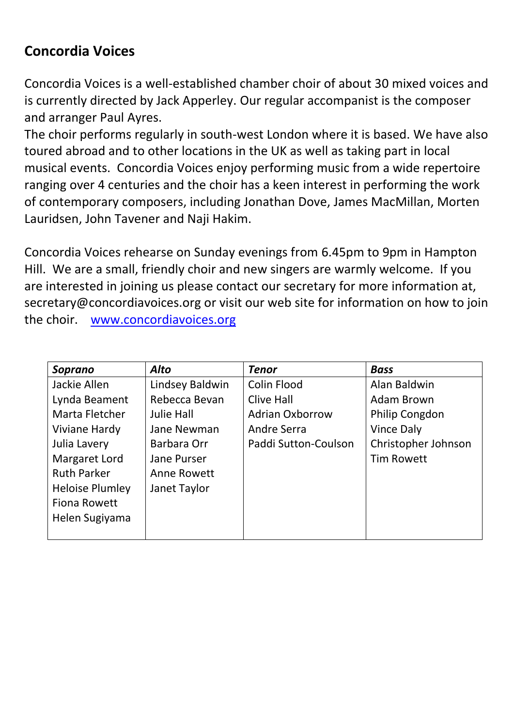## Concordia Voices

Concordia Voices is a well-established chamber choir of about 30 mixed voices and is currently directed by Jack Apperley. Our regular accompanist is the composer and arranger Paul Ayres.
The choir performs regularly in south-west London where it is based. We have also toured abroad and to other locations in the UK as well as taking part in local musical events. Concordia Voices enjoy performing music from a wide repertoire ranging over 4 centuries and the choir has a keen interest in performing the work of contemporary composers, including Jonathan Dove, James MacMillan, Morten Lauridsen, John Tavener and Naji Hakim.

Concordia Voices rehearse on Sunday evenings from 6.45pm to 9pm in Hampton Hill. We are a small, friendly choir and new singers are warmly welcome. If you are interested in joining us please contact our secretary for more information at, secretary@concordiavoices.org or visit our web site for information on how to join the choir. [www.concordiavoices.org](http://www.concordiavoices.org)

| ***Soprano*** | ***Alto*** | ***Tenor*** | ***Bass*** |
|---|---|---|---|
| Jackie Allen | Lindsey Baldwin | Colin Flood | Alan Baldwin |
| Lynda Beament | Rebecca Bevan | Clive Hall | Adam Brown |
| Marta Fletcher | Julie Hall | Adrian Oxborrow | Philip Congdon |
| Viviane Hardy | Jane Newman | Andre Serra | Vince Daly |
| Julia Lavery | Barbara Orr | Paddi Sutton-Coulson | Christopher Johnson |
| Margaret Lord | Jane Purser | | Tim Rowett |
| Ruth Parker | Anne Rowett | | |
| Heloise Plumley | Janet Taylor | | |
| Fiona Rowett | | | |
| Helen Sugiyama | | | |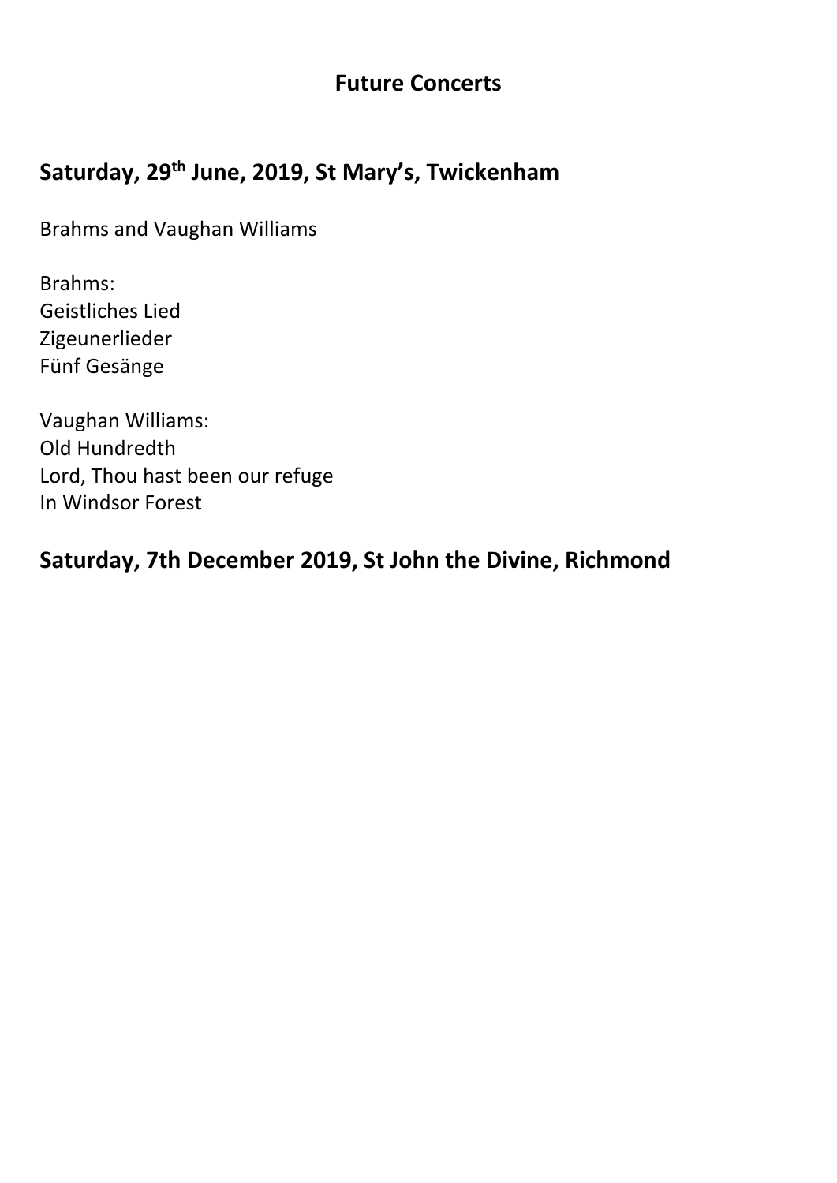# Future Concerts

## Saturday, 29th June, 2019, St Mary's, Twickenham

Brahms and Vaughan Williams

Brahms:
Geistliches Lied
Zigeunerlieder
Fünf Gesänge

Vaughan Williams:
Old Hundredth
Lord, Thou hast been our refuge
In Windsor Forest

## Saturday, 7th December 2019, St John the Divine, Richmond